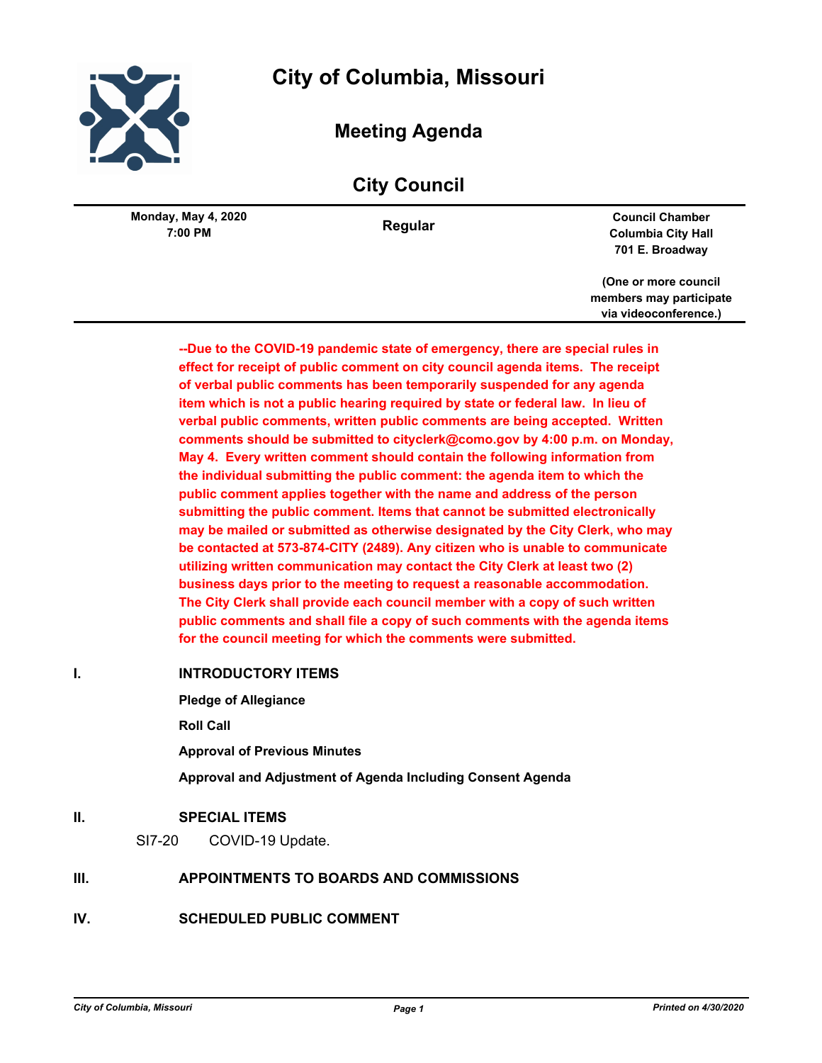# City of Columbia, Missouri

## Meeting Agenda

## City Council

| Monday, May 4, 2020<br>7:00 PM | Regular | Council Chamber<br>Columbia City Hall<br>701 E. Broadway<br><br>(One or more council members may participate via videoconference.) |
|---|---|---|

**--Due to the COVID-19 pandemic state of emergency, there are special rules in effect for receipt of public comment on city council agenda items. The receipt of verbal public comments has been temporarily suspended for any agenda item which is not a public hearing required by state or federal law. In lieu of verbal public comments, written public comments are being accepted. Written comments should be submitted to cityclerk@como.gov by 4:00 p.m. on Monday, May 4. Every written comment should contain the following information from the individual submitting the public comment: the agenda item to which the public comment applies together with the name and address of the person submitting the public comment. Items that cannot be submitted electronically may be mailed or submitted as otherwise designated by the City Clerk, who may be contacted at 573-874-CITY (2489). Any citizen who is unable to communicate utilizing written communication may contact the City Clerk at least two (2) business days prior to the meeting to request a reasonable accommodation. The City Clerk shall provide each council member with a copy of such written public comments and shall file a copy of such comments with the agenda items for the council meeting for which the comments were submitted.**

## I. INTRODUCTORY ITEMS

**Pledge of Allegiance**

**Roll Call**

**Approval of Previous Minutes**

**Approval and Adjustment of Agenda Including Consent Agenda**

## II. SPECIAL ITEMS

SI7-20 COVID-19 Update.

## III. APPOINTMENTS TO BOARDS AND COMMISSIONS

## IV. SCHEDULED PUBLIC COMMENT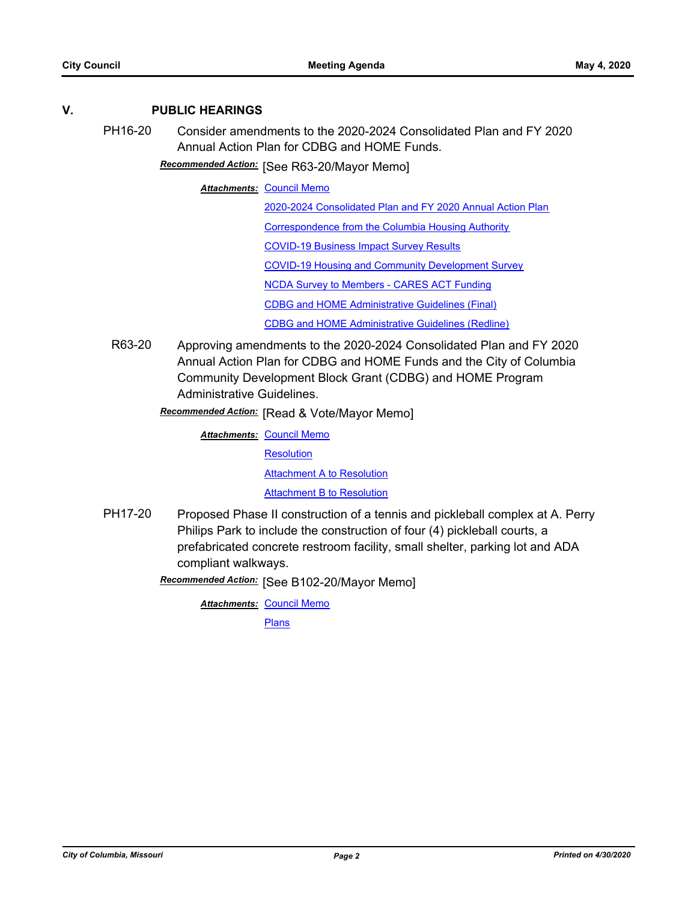## V. PUBLIC HEARINGS

**PH16-20** Consider amendments to the 2020-2024 Consolidated Plan and FY 2020 Annual Action Plan for CDBG and HOME Funds.

***Recommended Action:*** [See R63-20/Mayor Memo]

***Attachments:*** Council Memo
2020-2024 Consolidated Plan and FY 2020 Annual Action Plan
Correspondence from the Columbia Housing Authority
COVID-19 Business Impact Survey Results
COVID-19 Housing and Community Development Survey
NCDA Survey to Members - CARES ACT Funding
CDBG and HOME Administrative Guidelines (Final)
CDBG and HOME Administrative Guidelines (Redline)

**R63-20** Approving amendments to the 2020-2024 Consolidated Plan and FY 2020 Annual Action Plan for CDBG and HOME Funds and the City of Columbia Community Development Block Grant (CDBG) and HOME Program Administrative Guidelines.

***Recommended Action:*** [Read & Vote/Mayor Memo]

***Attachments:*** Council Memo
Resolution
Attachment A to Resolution
Attachment B to Resolution

**PH17-20** Proposed Phase II construction of a tennis and pickleball complex at A. Perry Philips Park to include the construction of four (4) pickleball courts, a prefabricated concrete restroom facility, small shelter, parking lot and ADA compliant walkways.

***Recommended Action:*** [See B102-20/Mayor Memo]

***Attachments:*** Council Memo
Plans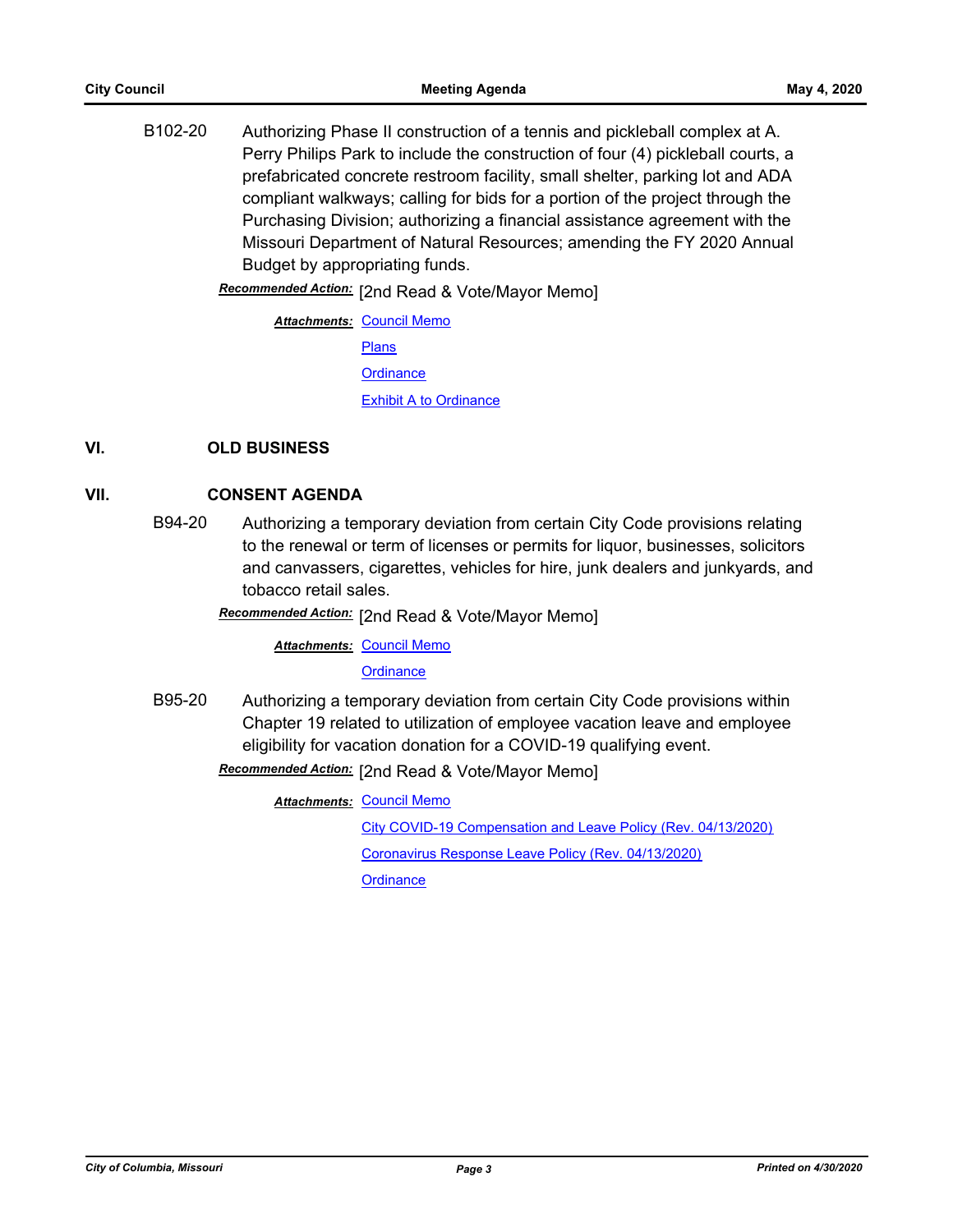B102-20 Authorizing Phase II construction of a tennis and pickleball complex at A. Perry Philips Park to include the construction of four (4) pickleball courts, a prefabricated concrete restroom facility, small shelter, parking lot and ADA compliant walkways; calling for bids for a portion of the project through the Purchasing Division; authorizing a financial assistance agreement with the Missouri Department of Natural Resources; amending the FY 2020 Annual Budget by appropriating funds.

***Recommended Action:*** [2nd Read & Vote/Mayor Memo]

***Attachments:*** Council Memo
Plans
Ordinance
Exhibit A to Ordinance

## VI. OLD BUSINESS

## VII. CONSENT AGENDA

B94-20 Authorizing a temporary deviation from certain City Code provisions relating to the renewal or term of licenses or permits for liquor, businesses, solicitors and canvassers, cigarettes, vehicles for hire, junk dealers and junkyards, and tobacco retail sales.

***Recommended Action:*** [2nd Read & Vote/Mayor Memo]

***Attachments:*** Council Memo
Ordinance

B95-20 Authorizing a temporary deviation from certain City Code provisions within Chapter 19 related to utilization of employee vacation leave and employee eligibility for vacation donation for a COVID-19 qualifying event.

***Recommended Action:*** [2nd Read & Vote/Mayor Memo]

***Attachments:*** Council Memo
City COVID-19 Compensation and Leave Policy (Rev. 04/13/2020)
Coronavirus Response Leave Policy (Rev. 04/13/2020)
Ordinance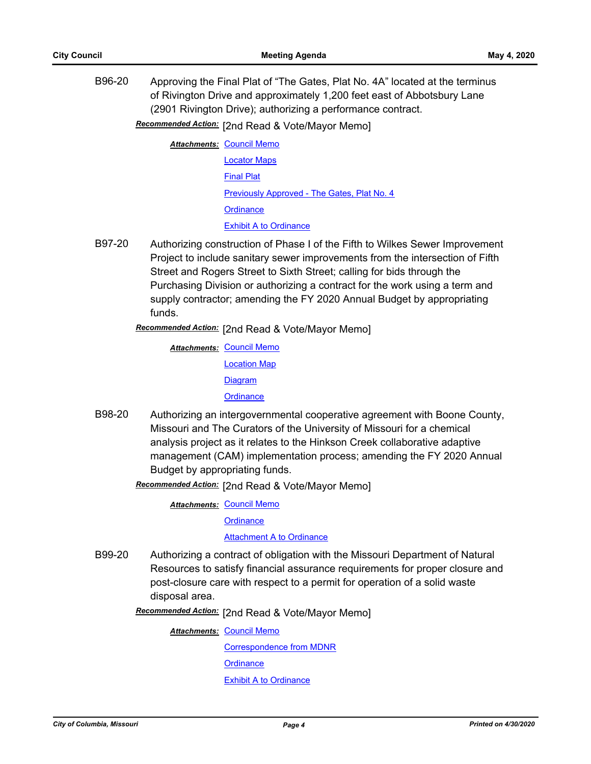B96-20 Approving the Final Plat of "The Gates, Plat No. 4A" located at the terminus of Rivington Drive and approximately 1,200 feet east of Abbotsbury Lane (2901 Rivington Drive); authorizing a performance contract.

***Recommended Action:*** [2nd Read & Vote/Mayor Memo]

***Attachments:*** Council Memo
Locator Maps
Final Plat
Previously Approved - The Gates, Plat No. 4
Ordinance
Exhibit A to Ordinance

B97-20 Authorizing construction of Phase I of the Fifth to Wilkes Sewer Improvement Project to include sanitary sewer improvements from the intersection of Fifth Street and Rogers Street to Sixth Street; calling for bids through the Purchasing Division or authorizing a contract for the work using a term and supply contractor; amending the FY 2020 Annual Budget by appropriating funds.

***Recommended Action:*** [2nd Read & Vote/Mayor Memo]

***Attachments:*** Council Memo
Location Map
Diagram
Ordinance

B98-20 Authorizing an intergovernmental cooperative agreement with Boone County, Missouri and The Curators of the University of Missouri for a chemical analysis project as it relates to the Hinkson Creek collaborative adaptive management (CAM) implementation process; amending the FY 2020 Annual Budget by appropriating funds.

***Recommended Action:*** [2nd Read & Vote/Mayor Memo]

***Attachments:*** Council Memo
Ordinance
Attachment A to Ordinance

B99-20 Authorizing a contract of obligation with the Missouri Department of Natural Resources to satisfy financial assurance requirements for proper closure and post-closure care with respect to a permit for operation of a solid waste disposal area.

***Recommended Action:*** [2nd Read & Vote/Mayor Memo]

***Attachments:*** Council Memo
Correspondence from MDNR
Ordinance
Exhibit A to Ordinance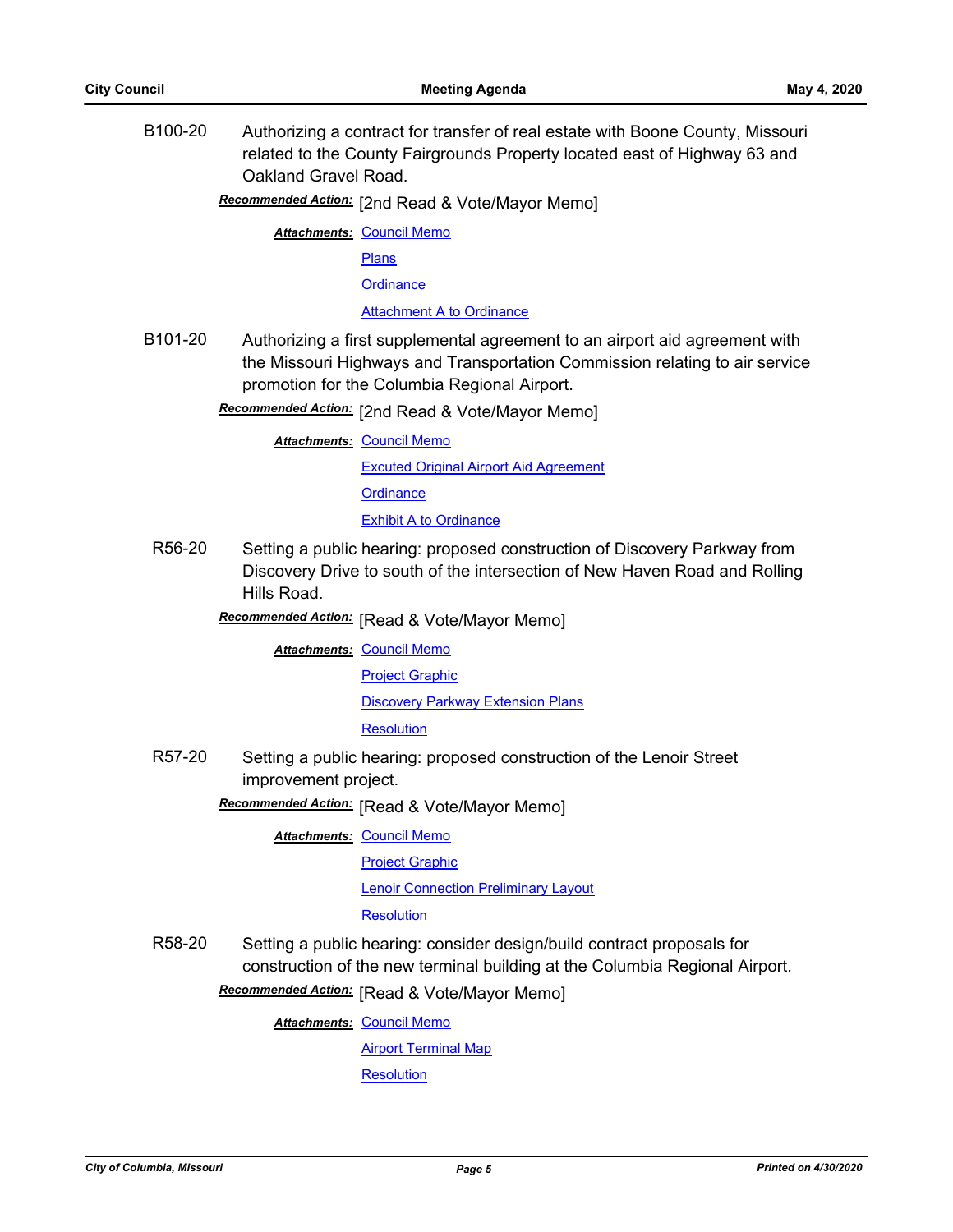**B100-20** Authorizing a contract for transfer of real estate with Boone County, Missouri related to the County Fairgrounds Property located east of Highway 63 and Oakland Gravel Road.

***Recommended Action:*** [2nd Read & Vote/Mayor Memo]

***Attachments:*** Council Memo
Plans
Ordinance
Attachment A to Ordinance

**B101-20** Authorizing a first supplemental agreement to an airport aid agreement with the Missouri Highways and Transportation Commission relating to air service promotion for the Columbia Regional Airport.

***Recommended Action:*** [2nd Read & Vote/Mayor Memo]

***Attachments:*** Council Memo
Excuted Original Airport Aid Agreement
Ordinance
Exhibit A to Ordinance

**R56-20** Setting a public hearing: proposed construction of Discovery Parkway from Discovery Drive to south of the intersection of New Haven Road and Rolling Hills Road.

***Recommended Action:*** [Read & Vote/Mayor Memo]

***Attachments:*** Council Memo
Project Graphic
Discovery Parkway Extension Plans
Resolution

**R57-20** Setting a public hearing: proposed construction of the Lenoir Street improvement project.

***Recommended Action:*** [Read & Vote/Mayor Memo]

***Attachments:*** Council Memo
Project Graphic
Lenoir Connection Preliminary Layout
Resolution

**R58-20** Setting a public hearing: consider design/build contract proposals for construction of the new terminal building at the Columbia Regional Airport.

***Recommended Action:*** [Read & Vote/Mayor Memo]

***Attachments:*** Council Memo
Airport Terminal Map
Resolution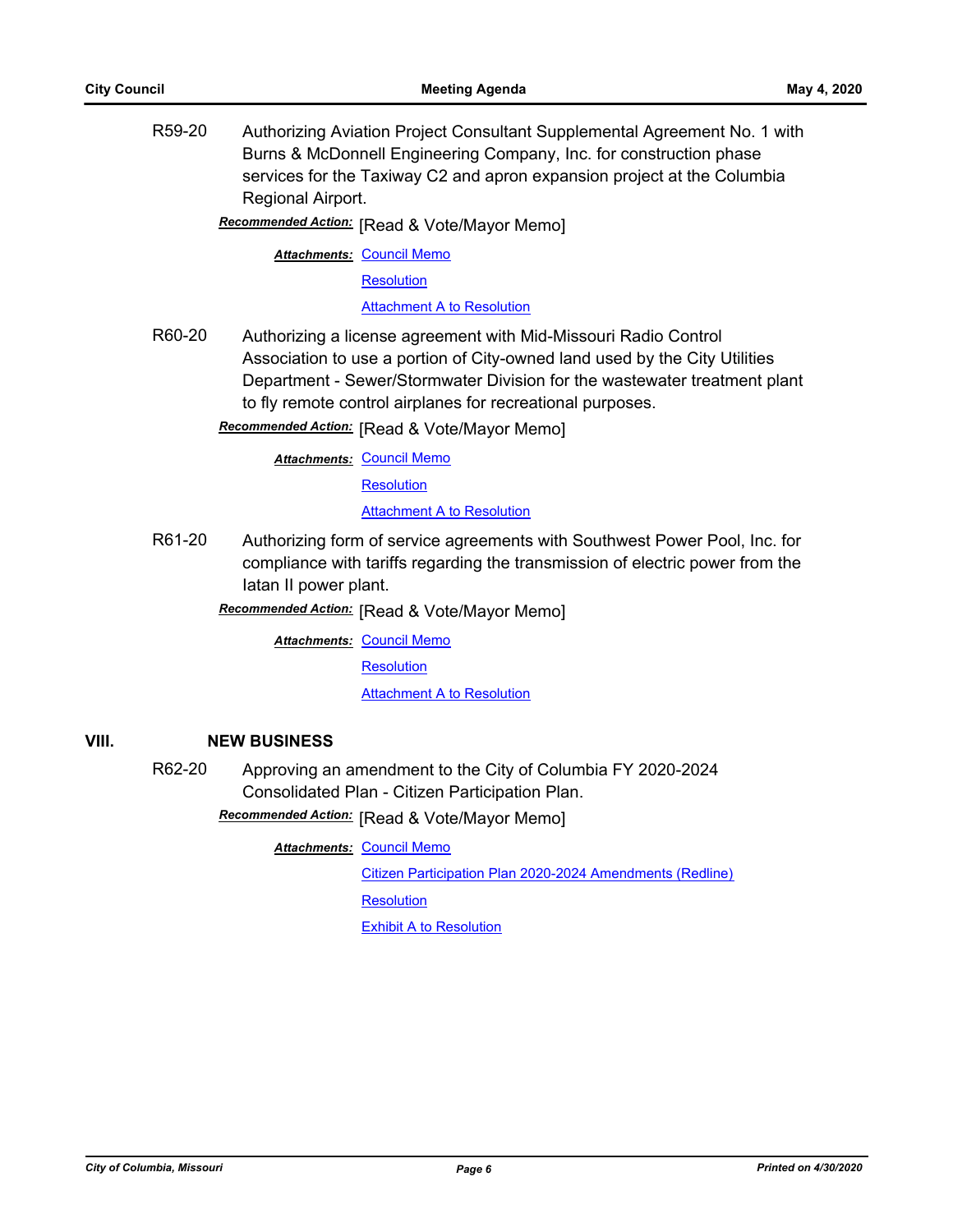R59-20 Authorizing Aviation Project Consultant Supplemental Agreement No. 1 with Burns & McDonnell Engineering Company, Inc. for construction phase services for the Taxiway C2 and apron expansion project at the Columbia Regional Airport.

***Recommended Action:*** [Read & Vote/Mayor Memo]

***Attachments:*** Council Memo
Resolution
Attachment A to Resolution

R60-20 Authorizing a license agreement with Mid-Missouri Radio Control Association to use a portion of City-owned land used by the City Utilities Department - Sewer/Stormwater Division for the wastewater treatment plant to fly remote control airplanes for recreational purposes.

***Recommended Action:*** [Read & Vote/Mayor Memo]

***Attachments:*** Council Memo
Resolution
Attachment A to Resolution

R61-20 Authorizing form of service agreements with Southwest Power Pool, Inc. for compliance with tariffs regarding the transmission of electric power from the Iatan II power plant.

***Recommended Action:*** [Read & Vote/Mayor Memo]

***Attachments:*** Council Memo
Resolution
Attachment A to Resolution

## VIII. NEW BUSINESS

R62-20 Approving an amendment to the City of Columbia FY 2020-2024 Consolidated Plan - Citizen Participation Plan.

***Recommended Action:*** [Read & Vote/Mayor Memo]

***Attachments:*** Council Memo
Citizen Participation Plan 2020-2024 Amendments (Redline)
Resolution
Exhibit A to Resolution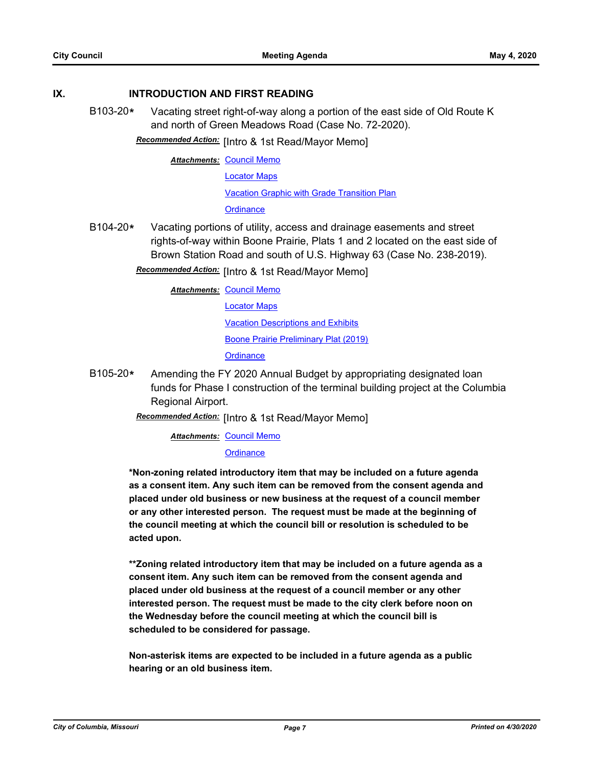## IX. INTRODUCTION AND FIRST READING

**B103-20*** Vacating street right-of-way along a portion of the east side of Old Route K and north of Green Meadows Road (Case No. 72-2020).

***Recommended Action:*** [Intro & 1st Read/Mayor Memo]

***Attachments:*** Council Memo
Locator Maps
Vacation Graphic with Grade Transition Plan
Ordinance

**B104-20*** Vacating portions of utility, access and drainage easements and street rights-of-way within Boone Prairie, Plats 1 and 2 located on the east side of Brown Station Road and south of U.S. Highway 63 (Case No. 238-2019).

***Recommended Action:*** [Intro & 1st Read/Mayor Memo]

***Attachments:*** Council Memo
Locator Maps
Vacation Descriptions and Exhibits
Boone Prairie Preliminary Plat (2019)
Ordinance

**B105-20*** Amending the FY 2020 Annual Budget by appropriating designated loan funds for Phase I construction of the terminal building project at the Columbia Regional Airport.

***Recommended Action:*** [Intro & 1st Read/Mayor Memo]

***Attachments:*** Council Memo
Ordinance

**\*Non-zoning related introductory item that may be included on a future agenda as a consent item. Any such item can be removed from the consent agenda and placed under old business or new business at the request of a council member or any other interested person. The request must be made at the beginning of the council meeting at which the council bill or resolution is scheduled to be acted upon.**

**\*\*Zoning related introductory item that may be included on a future agenda as a consent item. Any such item can be removed from the consent agenda and placed under old business at the request of a council member or any other interested person. The request must be made to the city clerk before noon on the Wednesday before the council meeting at which the council bill is scheduled to be considered for passage.**

**Non-asterisk items are expected to be included in a future agenda as a public hearing or an old business item.**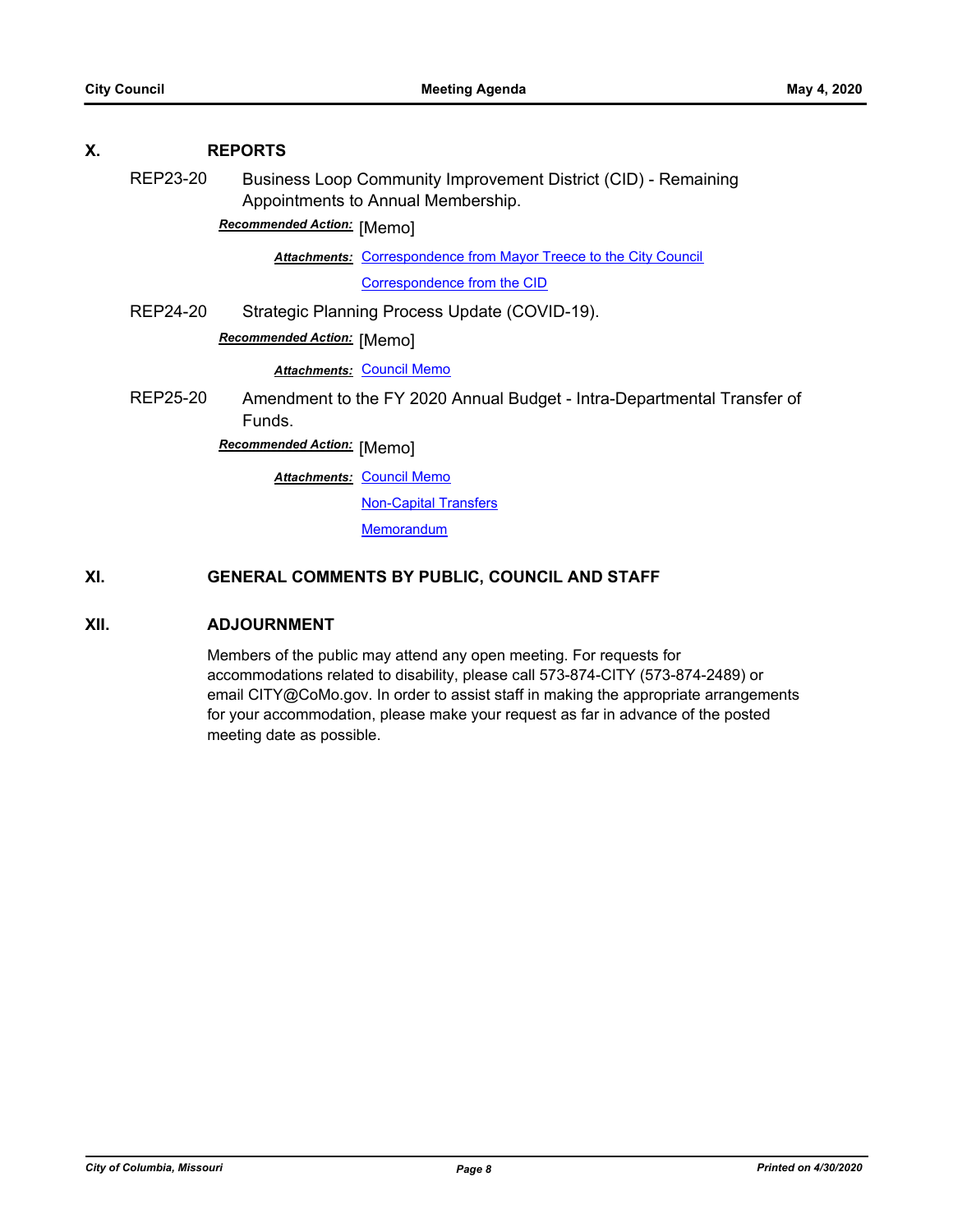## X. REPORTS

REP23-20 Business Loop Community Improvement District (CID) - Remaining Appointments to Annual Membership.

***Recommended Action:*** [Memo]

***Attachments:*** Correspondence from Mayor Treece to the City Council

Correspondence from the CID

REP24-20 Strategic Planning Process Update (COVID-19).

***Recommended Action:*** [Memo]

***Attachments:*** Council Memo

REP25-20 Amendment to the FY 2020 Annual Budget - Intra-Departmental Transfer of Funds.

***Recommended Action:*** [Memo]

***Attachments:*** Council Memo

Non-Capital Transfers

Memorandum

## XI. GENERAL COMMENTS BY PUBLIC, COUNCIL AND STAFF

## XII. ADJOURNMENT

Members of the public may attend any open meeting. For requests for accommodations related to disability, please call 573-874-CITY (573-874-2489) or email CITY@CoMo.gov. In order to assist staff in making the appropriate arrangements for your accommodation, please make your request as far in advance of the posted meeting date as possible.